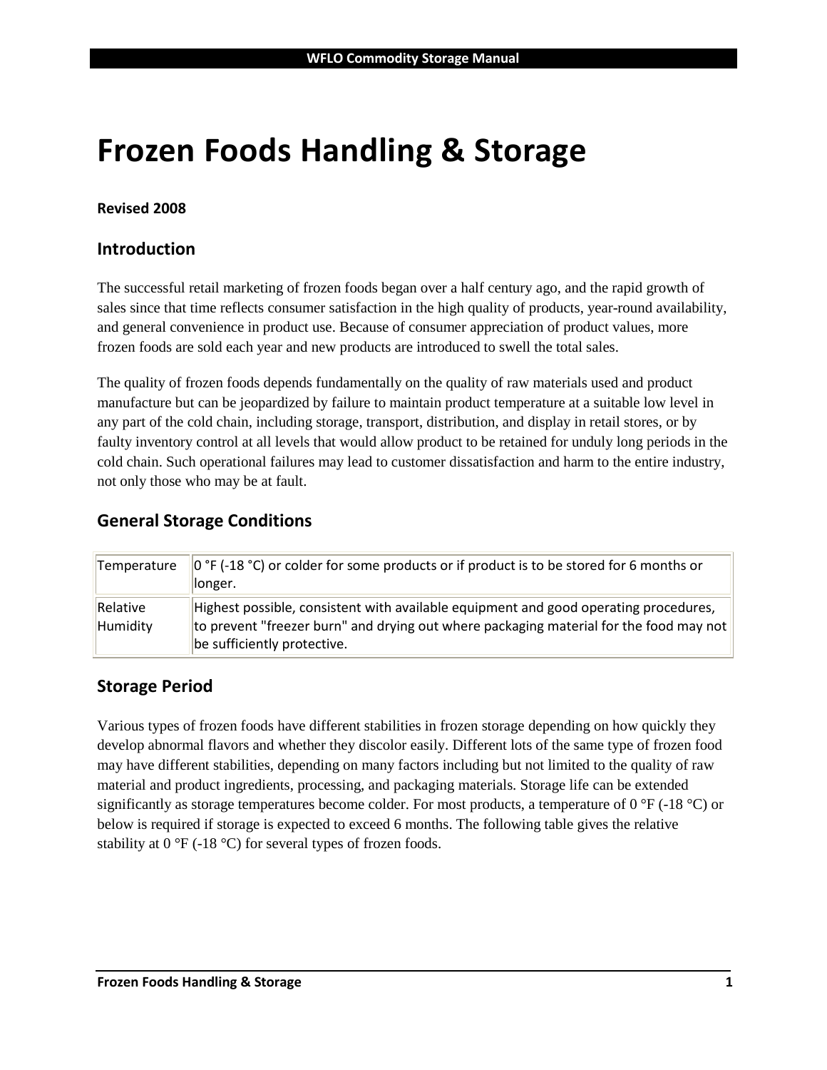# Frozen Foods Handling & Storage

**Revised 2008**

## Introduction

The successful retail marketing of frozen foods began over a half century ago, and the rapid growth of sales since that time reflects consumer satisfaction in the high quality of products, year-round availability, and general convenience in product use. Because of consumer appreciation of product values, more frozen foods are sold each year and new products are introduced to swell the total sales.

The quality of frozen foods depends fundamentally on the quality of raw materials used and product manufacture but can be jeopardized by failure to maintain product temperature at a suitable low level in any part of the cold chain, including storage, transport, distribution, and display in retail stores, or by faulty inventory control at all levels that would allow product to be retained for unduly long periods in the cold chain. Such operational failures may lead to customer dissatisfaction and harm to the entire industry, not only those who may be at fault.

## General Storage Conditions

| | |
|---|---|
| Temperature | 0 °F (-18 °C) or colder for some products or if product is to be stored for 6 months or longer. |
| Relative Humidity | Highest possible, consistent with available equipment and good operating procedures, to prevent "freezer burn" and drying out where packaging material for the food may not be sufficiently protective. |

## Storage Period

Various types of frozen foods have different stabilities in frozen storage depending on how quickly they develop abnormal flavors and whether they discolor easily. Different lots of the same type of frozen food may have different stabilities, depending on many factors including but not limited to the quality of raw material and product ingredients, processing, and packaging materials. Storage life can be extended significantly as storage temperatures become colder. For most products, a temperature of 0 °F (-18 °C) or below is required if storage is expected to exceed 6 months. The following table gives the relative stability at 0 °F (-18 °C) for several types of frozen foods.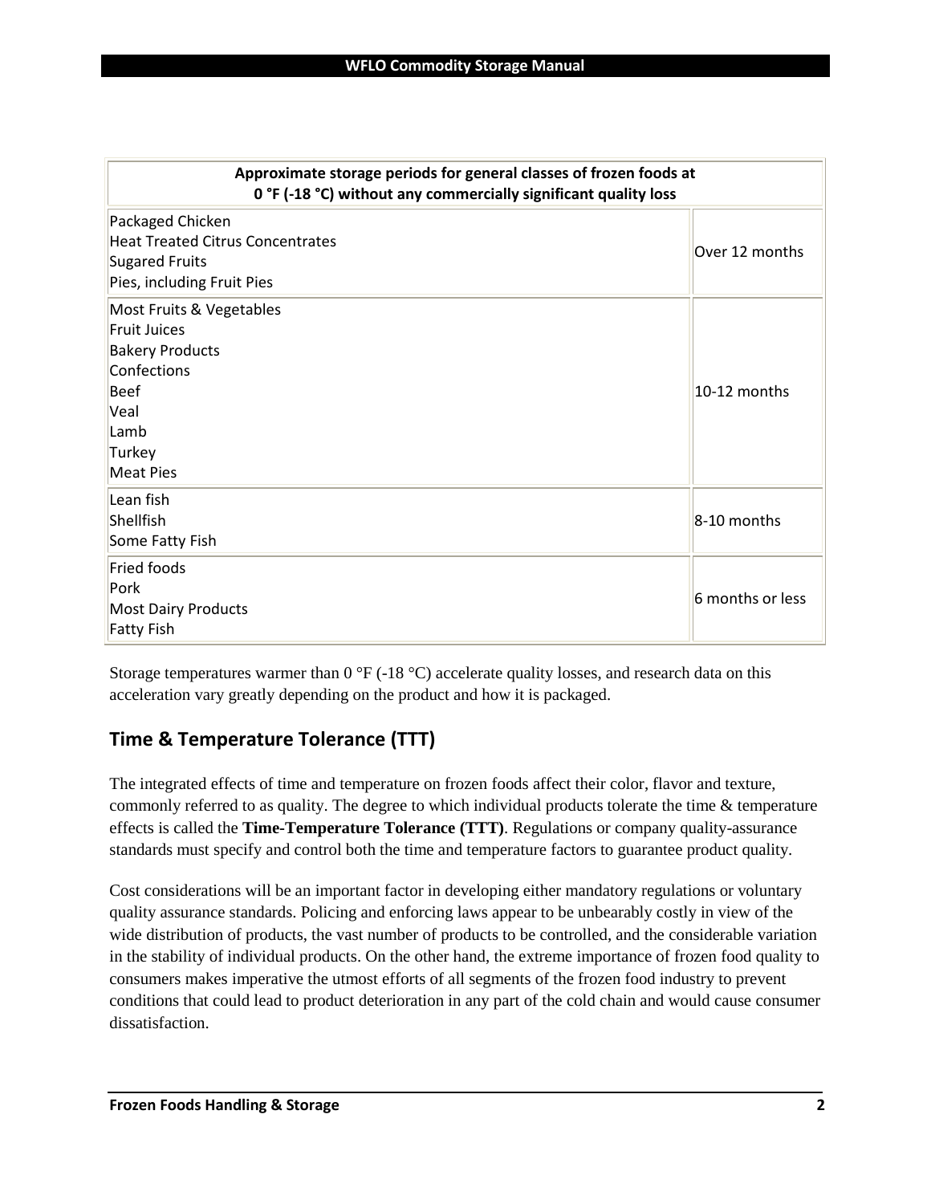| Approximate storage periods for general classes of frozen foods at 0 °F (-18 °C) without any commercially significant quality loss | |
|---|---|
| Packaged Chicken<br>Heat Treated Citrus Concentrates<br>Sugared Fruits<br>Pies, including Fruit Pies | Over 12 months |
| Most Fruits & Vegetables<br>Fruit Juices<br>Bakery Products<br>Confections<br>Beef<br>Veal<br>Lamb<br>Turkey<br>Meat Pies | 10-12 months |
| Lean fish<br>Shellfish<br>Some Fatty Fish | 8-10 months |
| Fried foods<br>Pork<br>Most Dairy Products<br>Fatty Fish | 6 months or less |

Storage temperatures warmer than 0 °F (-18 °C) accelerate quality losses, and research data on this acceleration vary greatly depending on the product and how it is packaged.

## Time & Temperature Tolerance (TTT)

The integrated effects of time and temperature on frozen foods affect their color, flavor and texture, commonly referred to as quality. The degree to which individual products tolerate the time & temperature effects is called the **Time-Temperature Tolerance (TTT)**. Regulations or company quality-assurance standards must specify and control both the time and temperature factors to guarantee product quality.

Cost considerations will be an important factor in developing either mandatory regulations or voluntary quality assurance standards. Policing and enforcing laws appear to be unbearably costly in view of the wide distribution of products, the vast number of products to be controlled, and the considerable variation in the stability of individual products. On the other hand, the extreme importance of frozen food quality to consumers makes imperative the utmost efforts of all segments of the frozen food industry to prevent conditions that could lead to product deterioration in any part of the cold chain and would cause consumer dissatisfaction.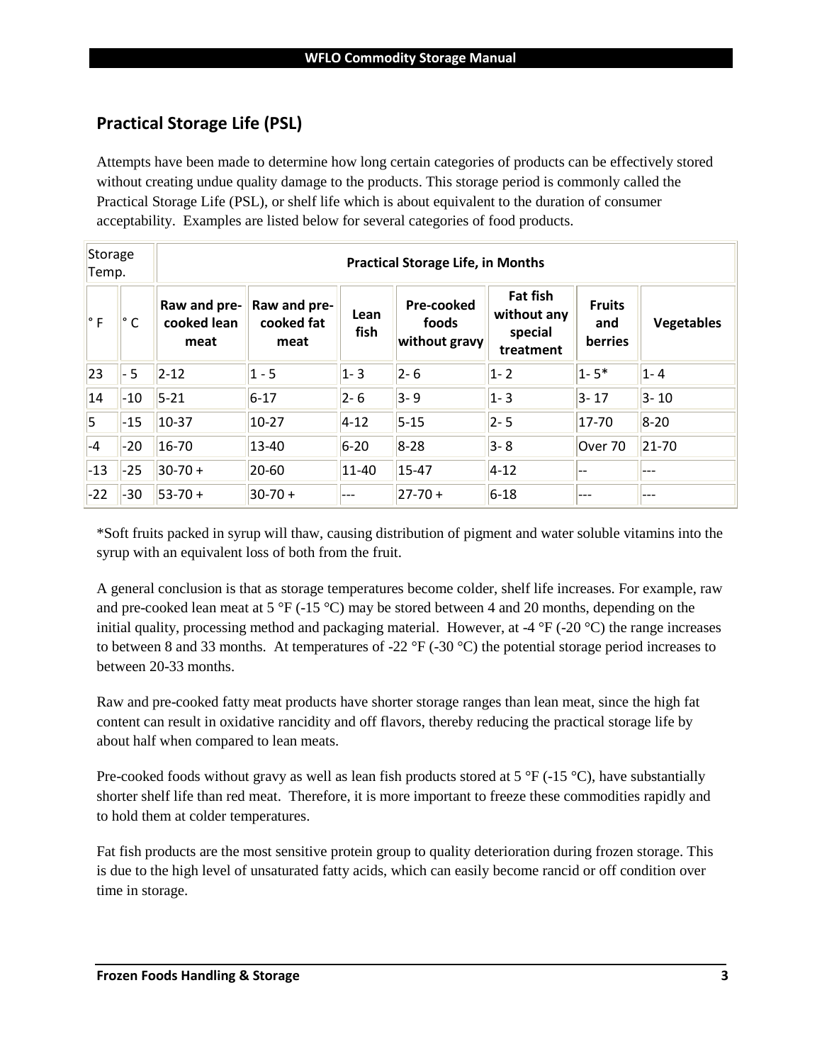## Practical Storage Life (PSL)

Attempts have been made to determine how long certain categories of products can be effectively stored without creating undue quality damage to the products. This storage period is commonly called the Practical Storage Life (PSL), or shelf life which is about equivalent to the duration of consumer acceptability. Examples are listed below for several categories of food products.

| Storage Temp. | | Practical Storage Life, in Months | | | | | | |
|---|---|---|---|---|---|---|---|---|
| ° F | ° C | Raw and pre-cooked lean meat | Raw and pre-cooked fat meat | Lean fish | Pre-cooked foods without gravy | Fat fish without any special treatment | Fruits and berries | Vegetables |
| 23 | - 5 | 2-12 | 1 - 5 | 1- 3 | 2- 6 | 1- 2 | 1- 5* | 1- 4 |
| 14 | -10 | 5-21 | 6-17 | 2- 6 | 3- 9 | 1- 3 | 3- 17 | 3- 10 |
| 5 | -15 | 10-37 | 10-27 | 4-12 | 5-15 | 2- 5 | 17-70 | 8-20 |
| -4 | -20 | 16-70 | 13-40 | 6-20 | 8-28 | 3- 8 | Over 70 | 21-70 |
| -13 | -25 | 30-70 + | 20-60 | 11-40 | 15-47 | 4-12 | -- | --- |
| -22 | -30 | 53-70 + | 30-70 + | --- | 27-70 + | 6-18 | --- | --- |

*Soft fruits packed in syrup will thaw, causing distribution of pigment and water soluble vitamins into the syrup with an equivalent loss of both from the fruit.

A general conclusion is that as storage temperatures become colder, shelf life increases. For example, raw and pre-cooked lean meat at 5 °F (-15 °C) may be stored between 4 and 20 months, depending on the initial quality, processing method and packaging material. However, at -4 °F (-20 °C) the range increases to between 8 and 33 months. At temperatures of -22 °F (-30 °C) the potential storage period increases to between 20-33 months.

Raw and pre-cooked fatty meat products have shorter storage ranges than lean meat, since the high fat content can result in oxidative rancidity and off flavors, thereby reducing the practical storage life by about half when compared to lean meats.

Pre-cooked foods without gravy as well as lean fish products stored at 5 °F (-15 °C), have substantially shorter shelf life than red meat. Therefore, it is more important to freeze these commodities rapidly and to hold them at colder temperatures.

Fat fish products are the most sensitive protein group to quality deterioration during frozen storage. This is due to the high level of unsaturated fatty acids, which can easily become rancid or off condition over time in storage.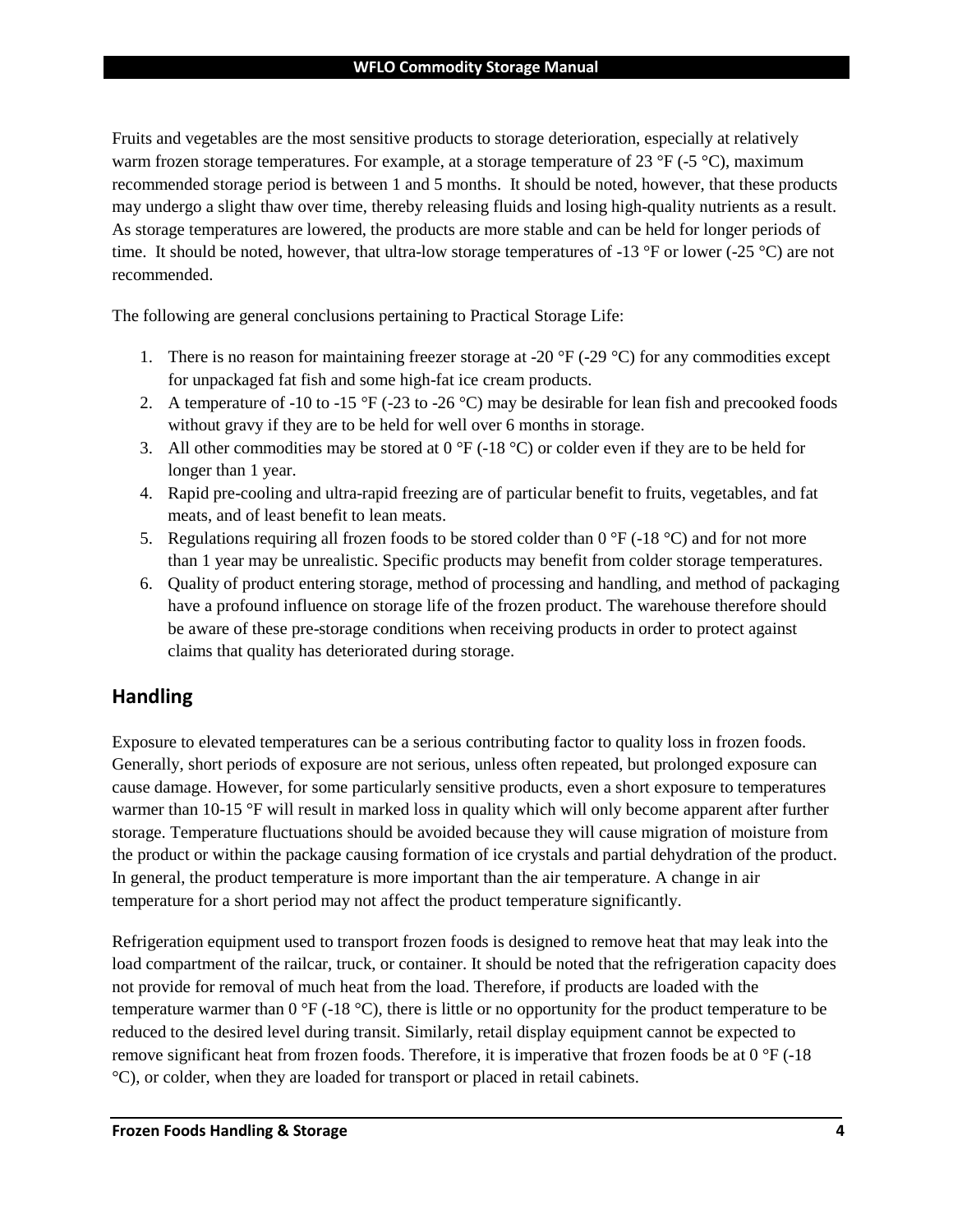Fruits and vegetables are the most sensitive products to storage deterioration, especially at relatively warm frozen storage temperatures. For example, at a storage temperature of 23 °F (-5 °C), maximum recommended storage period is between 1 and 5 months. It should be noted, however, that these products may undergo a slight thaw over time, thereby releasing fluids and losing high-quality nutrients as a result. As storage temperatures are lowered, the products are more stable and can be held for longer periods of time. It should be noted, however, that ultra-low storage temperatures of -13 °F or lower (-25 °C) are not recommended.

The following are general conclusions pertaining to Practical Storage Life:

1. There is no reason for maintaining freezer storage at -20 °F (-29 °C) for any commodities except for unpackaged fat fish and some high-fat ice cream products.
2. A temperature of -10 to -15 °F (-23 to -26 °C) may be desirable for lean fish and precooked foods without gravy if they are to be held for well over 6 months in storage.
3. All other commodities may be stored at 0 °F (-18 °C) or colder even if they are to be held for longer than 1 year.
4. Rapid pre-cooling and ultra-rapid freezing are of particular benefit to fruits, vegetables, and fat meats, and of least benefit to lean meats.
5. Regulations requiring all frozen foods to be stored colder than 0 °F (-18 °C) and for not more than 1 year may be unrealistic. Specific products may benefit from colder storage temperatures.
6. Quality of product entering storage, method of processing and handling, and method of packaging have a profound influence on storage life of the frozen product. The warehouse therefore should be aware of these pre-storage conditions when receiving products in order to protect against claims that quality has deteriorated during storage.

## Handling

Exposure to elevated temperatures can be a serious contributing factor to quality loss in frozen foods. Generally, short periods of exposure are not serious, unless often repeated, but prolonged exposure can cause damage. However, for some particularly sensitive products, even a short exposure to temperatures warmer than 10-15 °F will result in marked loss in quality which will only become apparent after further storage. Temperature fluctuations should be avoided because they will cause migration of moisture from the product or within the package causing formation of ice crystals and partial dehydration of the product. In general, the product temperature is more important than the air temperature. A change in air temperature for a short period may not affect the product temperature significantly.

Refrigeration equipment used to transport frozen foods is designed to remove heat that may leak into the load compartment of the railcar, truck, or container. It should be noted that the refrigeration capacity does not provide for removal of much heat from the load. Therefore, if products are loaded with the temperature warmer than 0 °F (-18 °C), there is little or no opportunity for the product temperature to be reduced to the desired level during transit. Similarly, retail display equipment cannot be expected to remove significant heat from frozen foods. Therefore, it is imperative that frozen foods be at 0 °F (-18 °C), or colder, when they are loaded for transport or placed in retail cabinets.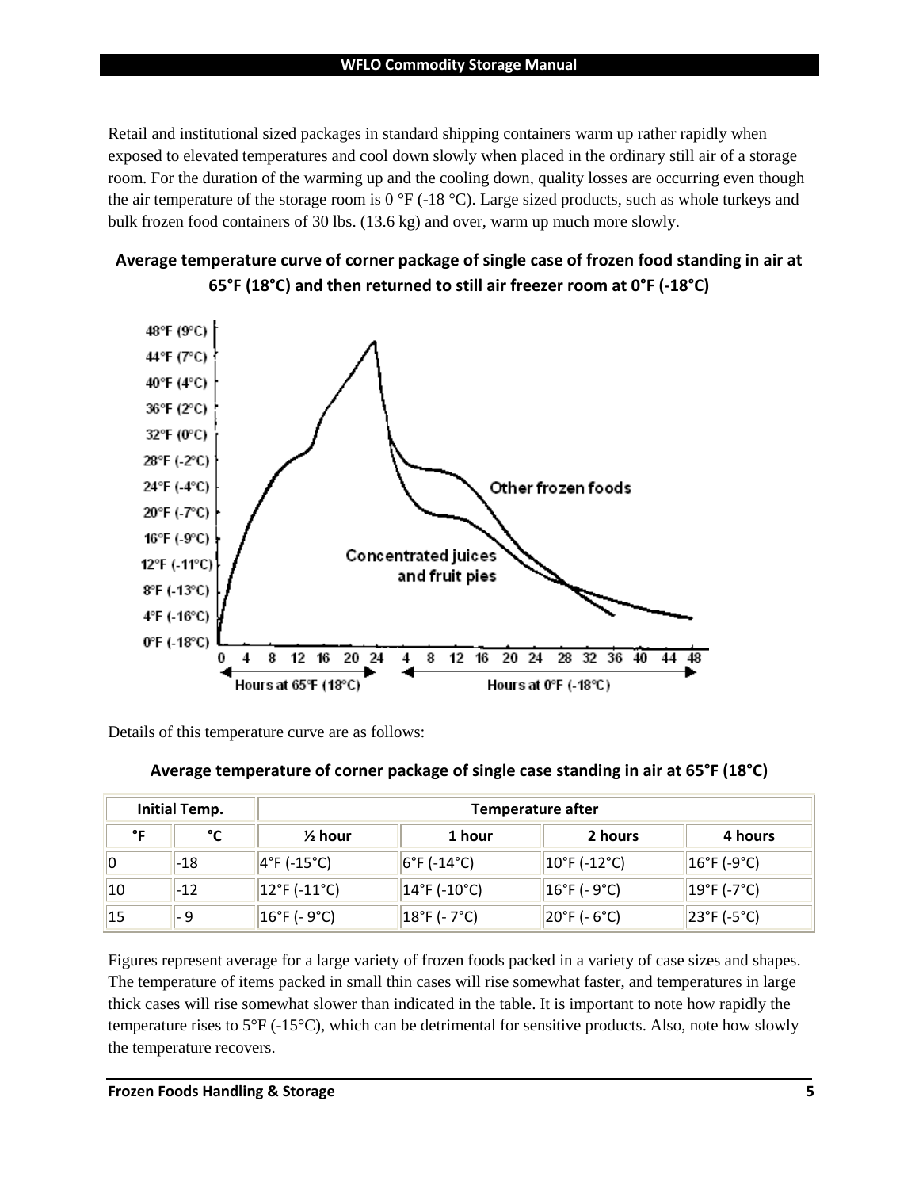Retail and institutional sized packages in standard shipping containers warm up rather rapidly when exposed to elevated temperatures and cool down slowly when placed in the ordinary still air of a storage room. For the duration of the warming up and the cooling down, quality losses are occurring even though the air temperature of the storage room is 0 °F (-18 °C). Large sized products, such as whole turkeys and bulk frozen food containers of 30 lbs. (13.6 kg) and over, warm up much more slowly.

**Average temperature curve of corner package of single case of frozen food standing in air at 65°F (18°C) and then returned to still air freezer room at 0°F (-18°C)**

Details of this temperature curve are as follows:

**Average temperature of corner package of single case standing in air at 65°F (18°C)**

| Initial Temp. | | Temperature after | | | |
|---|---|---|---|---|---|
| °F | °C | ½ hour | 1 hour | 2 hours | 4 hours |
| 0 | -18 | 4°F (-15°C) | 6°F (-14°C) | 10°F (-12°C) | 16°F (-9°C) |
| 10 | -12 | 12°F (-11°C) | 14°F (-10°C) | 16°F (- 9°C) | 19°F (-7°C) |
| 15 | - 9 | 16°F (- 9°C) | 18°F (- 7°C) | 20°F (- 6°C) | 23°F (-5°C) |

Figures represent average for a large variety of frozen foods packed in a variety of case sizes and shapes. The temperature of items packed in small thin cases will rise somewhat faster, and temperatures in large thick cases will rise somewhat slower than indicated in the table. It is important to note how rapidly the temperature rises to 5°F (-15°C), which can be detrimental for sensitive products. Also, note how slowly the temperature recovers.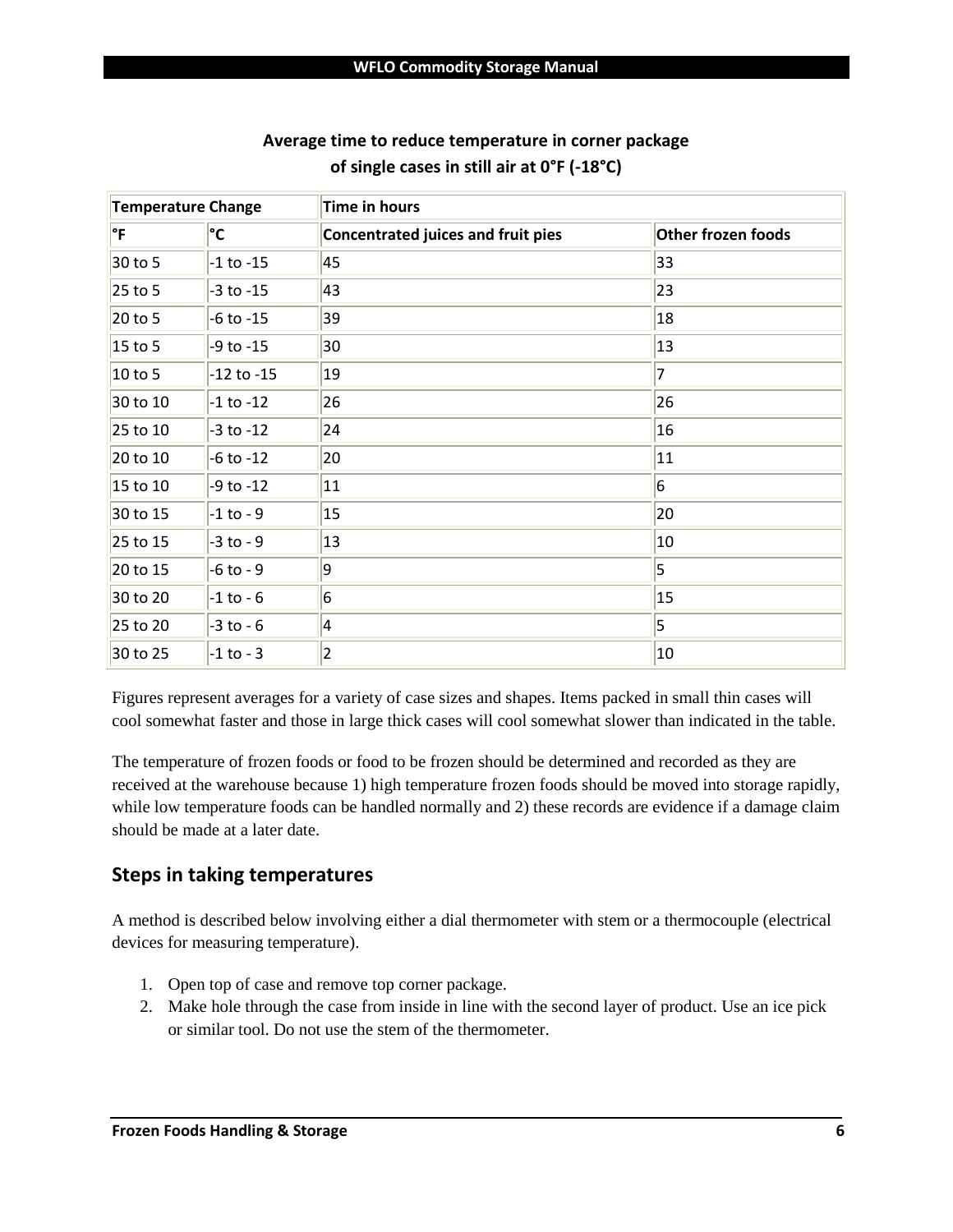**Average time to reduce temperature in corner package of single cases in still air at 0°F (-18°C)**

| Temperature Change | | Time in hours | |
|---|---|---|---|
| °F | °C | Concentrated juices and fruit pies | Other frozen foods |
| 30 to 5 | -1 to -15 | 45 | 33 |
| 25 to 5 | -3 to -15 | 43 | 23 |
| 20 to 5 | -6 to -15 | 39 | 18 |
| 15 to 5 | -9 to -15 | 30 | 13 |
| 10 to 5 | -12 to -15 | 19 | 7 |
| 30 to 10 | -1 to -12 | 26 | 26 |
| 25 to 10 | -3 to -12 | 24 | 16 |
| 20 to 10 | -6 to -12 | 20 | 11 |
| 15 to 10 | -9 to -12 | 11 | 6 |
| 30 to 15 | -1 to - 9 | 15 | 20 |
| 25 to 15 | -3 to - 9 | 13 | 10 |
| 20 to 15 | -6 to - 9 | 9 | 5 |
| 30 to 20 | -1 to - 6 | 6 | 15 |
| 25 to 20 | -3 to - 6 | 4 | 5 |
| 30 to 25 | -1 to - 3 | 2 | 10 |

Figures represent averages for a variety of case sizes and shapes. Items packed in small thin cases will cool somewhat faster and those in large thick cases will cool somewhat slower than indicated in the table.

The temperature of frozen foods or food to be frozen should be determined and recorded as they are received at the warehouse because 1) high temperature frozen foods should be moved into storage rapidly, while low temperature foods can be handled normally and 2) these records are evidence if a damage claim should be made at a later date.

## Steps in taking temperatures

A method is described below involving either a dial thermometer with stem or a thermocouple (electrical devices for measuring temperature).

1. Open top of case and remove top corner package.
2. Make hole through the case from inside in line with the second layer of product. Use an ice pick or similar tool. Do not use the stem of the thermometer.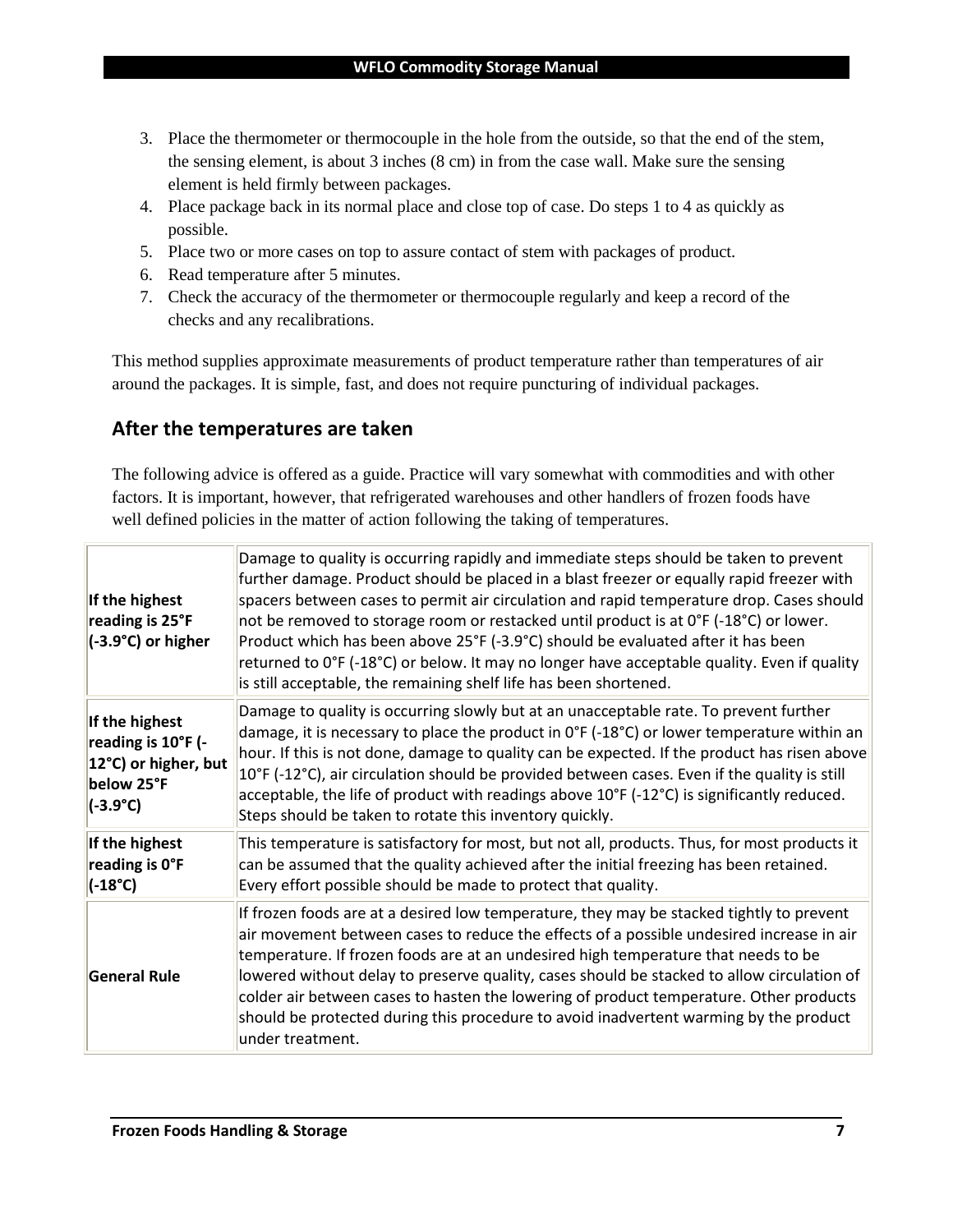3. Place the thermometer or thermocouple in the hole from the outside, so that the end of the stem, the sensing element, is about 3 inches (8 cm) in from the case wall. Make sure the sensing element is held firmly between packages.
4. Place package back in its normal place and close top of case. Do steps 1 to 4 as quickly as possible.
5. Place two or more cases on top to assure contact of stem with packages of product.
6. Read temperature after 5 minutes.
7. Check the accuracy of the thermometer or thermocouple regularly and keep a record of the checks and any recalibrations.

This method supplies approximate measurements of product temperature rather than temperatures of air around the packages. It is simple, fast, and does not require puncturing of individual packages.

## After the temperatures are taken

The following advice is offered as a guide. Practice will vary somewhat with commodities and with other factors. It is important, however, that refrigerated warehouses and other handlers of frozen foods have well defined policies in the matter of action following the taking of temperatures.

| | |
|---|---|
| **If the highest reading is 25°F (-3.9°C) or higher** | Damage to quality is occurring rapidly and immediate steps should be taken to prevent further damage. Product should be placed in a blast freezer or equally rapid freezer with spacers between cases to permit air circulation and rapid temperature drop. Cases should not be removed to storage room or restacked until product is at 0°F (-18°C) or lower. Product which has been above 25°F (-3.9°C) should be evaluated after it has been returned to 0°F (-18°C) or below. It may no longer have acceptable quality. Even if quality is still acceptable, the remaining shelf life has been shortened. |
| **If the highest reading is 10°F (-12°C) or higher, but below 25°F (-3.9°C)** | Damage to quality is occurring slowly but at an unacceptable rate. To prevent further damage, it is necessary to place the product in 0°F (-18°C) or lower temperature within an hour. If this is not done, damage to quality can be expected. If the product has risen above 10°F (-12°C), air circulation should be provided between cases. Even if the quality is still acceptable, the life of product with readings above 10°F (-12°C) is significantly reduced. Steps should be taken to rotate this inventory quickly. |
| **If the highest reading is 0°F (-18°C)** | This temperature is satisfactory for most, but not all, products. Thus, for most products it can be assumed that the quality achieved after the initial freezing has been retained. Every effort possible should be made to protect that quality. |
| **General Rule** | If frozen foods are at a desired low temperature, they may be stacked tightly to prevent air movement between cases to reduce the effects of a possible undesired increase in air temperature. If frozen foods are at an undesired high temperature that needs to be lowered without delay to preserve quality, cases should be stacked to allow circulation of colder air between cases to hasten the lowering of product temperature. Other products should be protected during this procedure to avoid inadvertent warming by the product under treatment. |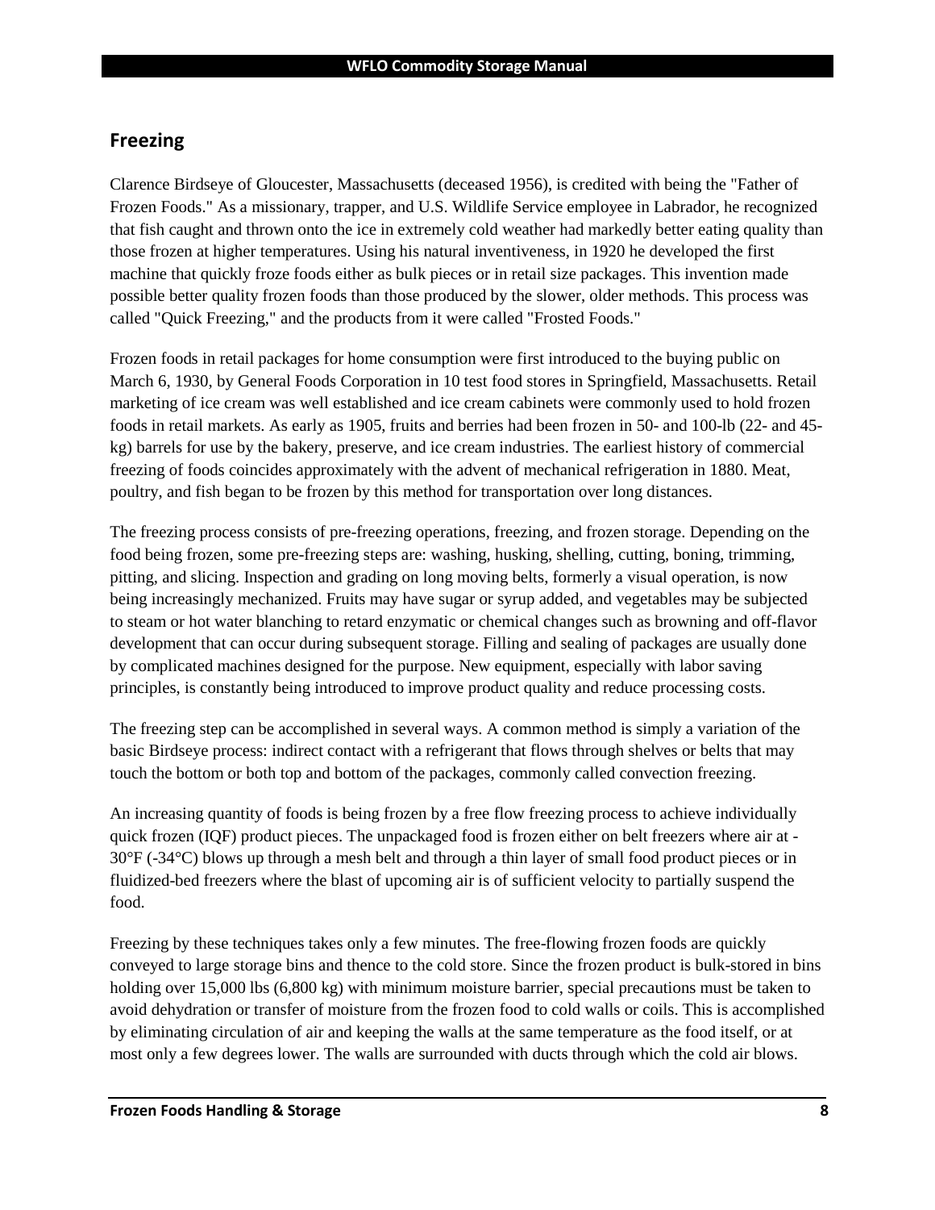## Freezing

Clarence Birdseye of Gloucester, Massachusetts (deceased 1956), is credited with being the "Father of Frozen Foods." As a missionary, trapper, and U.S. Wildlife Service employee in Labrador, he recognized that fish caught and thrown onto the ice in extremely cold weather had markedly better eating quality than those frozen at higher temperatures. Using his natural inventiveness, in 1920 he developed the first machine that quickly froze foods either as bulk pieces or in retail size packages. This invention made possible better quality frozen foods than those produced by the slower, older methods. This process was called "Quick Freezing," and the products from it were called "Frosted Foods."

Frozen foods in retail packages for home consumption were first introduced to the buying public on March 6, 1930, by General Foods Corporation in 10 test food stores in Springfield, Massachusetts. Retail marketing of ice cream was well established and ice cream cabinets were commonly used to hold frozen foods in retail markets. As early as 1905, fruits and berries had been frozen in 50- and 100-lb (22- and 45-kg) barrels for use by the bakery, preserve, and ice cream industries. The earliest history of commercial freezing of foods coincides approximately with the advent of mechanical refrigeration in 1880. Meat, poultry, and fish began to be frozen by this method for transportation over long distances.

The freezing process consists of pre-freezing operations, freezing, and frozen storage. Depending on the food being frozen, some pre-freezing steps are: washing, husking, shelling, cutting, boning, trimming, pitting, and slicing. Inspection and grading on long moving belts, formerly a visual operation, is now being increasingly mechanized. Fruits may have sugar or syrup added, and vegetables may be subjected to steam or hot water blanching to retard enzymatic or chemical changes such as browning and off-flavor development that can occur during subsequent storage. Filling and sealing of packages are usually done by complicated machines designed for the purpose. New equipment, especially with labor saving principles, is constantly being introduced to improve product quality and reduce processing costs.

The freezing step can be accomplished in several ways. A common method is simply a variation of the basic Birdseye process: indirect contact with a refrigerant that flows through shelves or belts that may touch the bottom or both top and bottom of the packages, commonly called convection freezing.

An increasing quantity of foods is being frozen by a free flow freezing process to achieve individually quick frozen (IQF) product pieces. The unpackaged food is frozen either on belt freezers where air at -30°F (-34°C) blows up through a mesh belt and through a thin layer of small food product pieces or in fluidized-bed freezers where the blast of upcoming air is of sufficient velocity to partially suspend the food.

Freezing by these techniques takes only a few minutes. The free-flowing frozen foods are quickly conveyed to large storage bins and thence to the cold store. Since the frozen product is bulk-stored in bins holding over 15,000 lbs (6,800 kg) with minimum moisture barrier, special precautions must be taken to avoid dehydration or transfer of moisture from the frozen food to cold walls or coils. This is accomplished by eliminating circulation of air and keeping the walls at the same temperature as the food itself, or at most only a few degrees lower. The walls are surrounded with ducts through which the cold air blows.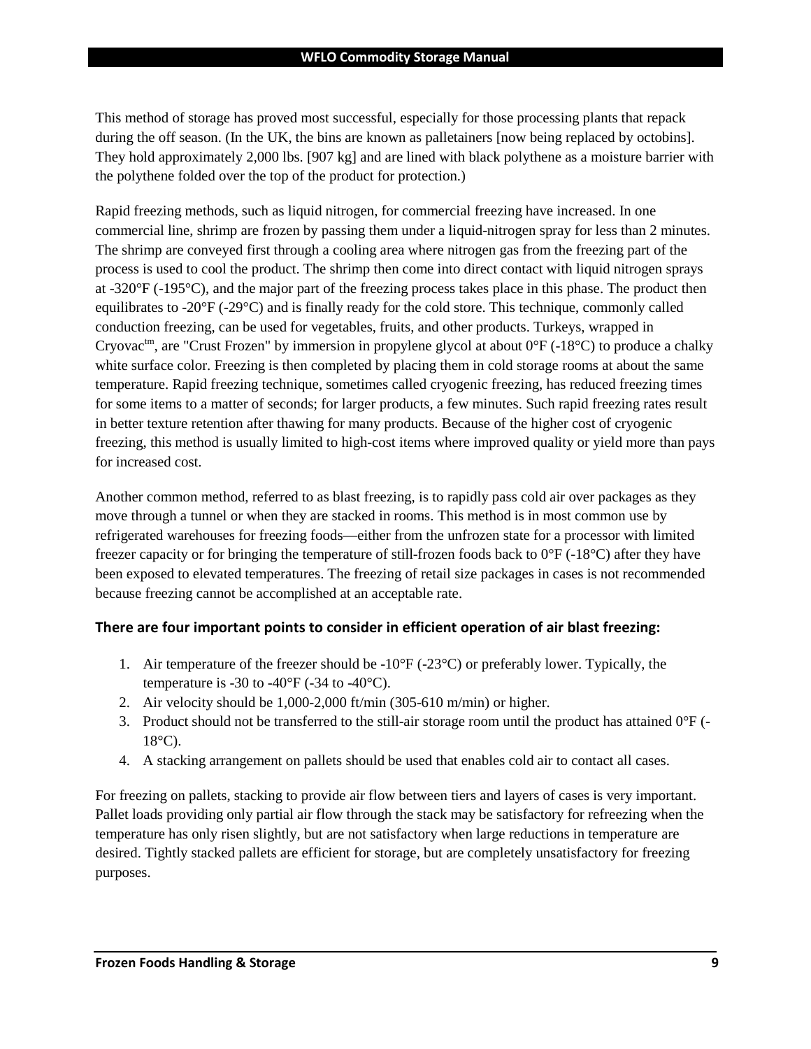This method of storage has proved most successful, especially for those processing plants that repack during the off season. (In the UK, the bins are known as palletainers [now being replaced by octobins]. They hold approximately 2,000 lbs. [907 kg] and are lined with black polythene as a moisture barrier with the polythene folded over the top of the product for protection.)

Rapid freezing methods, such as liquid nitrogen, for commercial freezing have increased. In one commercial line, shrimp are frozen by passing them under a liquid-nitrogen spray for less than 2 minutes. The shrimp are conveyed first through a cooling area where nitrogen gas from the freezing part of the process is used to cool the product. The shrimp then come into direct contact with liquid nitrogen sprays at -320°F (-195°C), and the major part of the freezing process takes place in this phase. The product then equilibrates to -20°F (-29°C) and is finally ready for the cold store. This technique, commonly called conduction freezing, can be used for vegetables, fruits, and other products. Turkeys, wrapped in Cryovac™, are "Crust Frozen" by immersion in propylene glycol at about 0°F (-18°C) to produce a chalky white surface color. Freezing is then completed by placing them in cold storage rooms at about the same temperature. Rapid freezing technique, sometimes called cryogenic freezing, has reduced freezing times for some items to a matter of seconds; for larger products, a few minutes. Such rapid freezing rates result in better texture retention after thawing for many products. Because of the higher cost of cryogenic freezing, this method is usually limited to high-cost items where improved quality or yield more than pays for increased cost.

Another common method, referred to as blast freezing, is to rapidly pass cold air over packages as they move through a tunnel or when they are stacked in rooms. This method is in most common use by refrigerated warehouses for freezing foods—either from the unfrozen state for a processor with limited freezer capacity or for bringing the temperature of still-frozen foods back to 0°F (-18°C) after they have been exposed to elevated temperatures. The freezing of retail size packages in cases is not recommended because freezing cannot be accomplished at an acceptable rate.

### There are four important points to consider in efficient operation of air blast freezing:

1. Air temperature of the freezer should be -10°F (-23°C) or preferably lower. Typically, the temperature is -30 to -40°F (-34 to -40°C).
2. Air velocity should be 1,000-2,000 ft/min (305-610 m/min) or higher.
3. Product should not be transferred to the still-air storage room until the product has attained 0°F (-18°C).
4. A stacking arrangement on pallets should be used that enables cold air to contact all cases.

For freezing on pallets, stacking to provide air flow between tiers and layers of cases is very important. Pallet loads providing only partial air flow through the stack may be satisfactory for refreezing when the temperature has only risen slightly, but are not satisfactory when large reductions in temperature are desired. Tightly stacked pallets are efficient for storage, but are completely unsatisfactory for freezing purposes.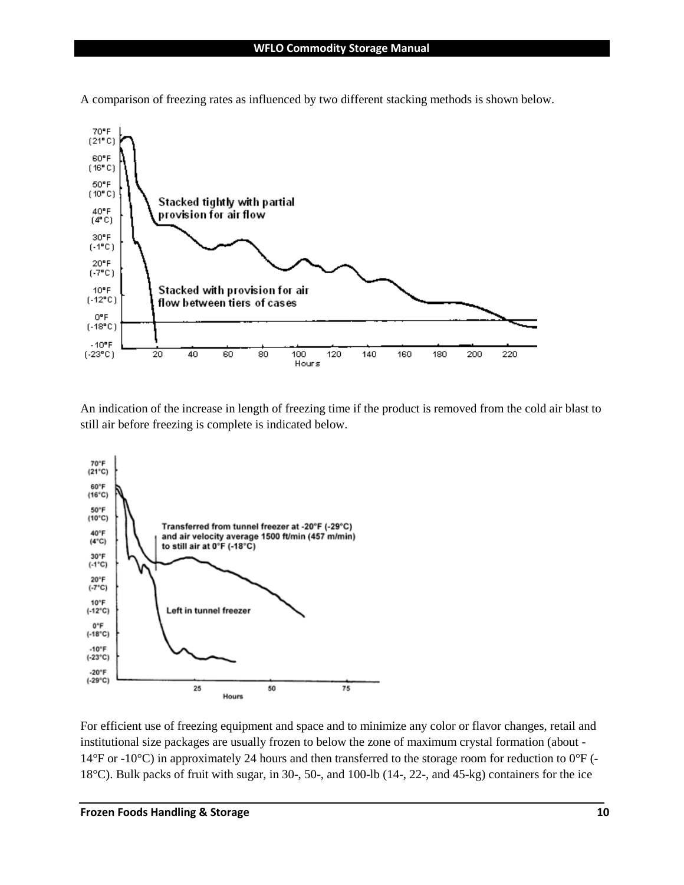A comparison of freezing rates as influenced by two different stacking methods is shown below.

An indication of the increase in length of freezing time if the product is removed from the cold air blast to still air before freezing is complete is indicated below.

For efficient use of freezing equipment and space and to minimize any color or flavor changes, retail and institutional size packages are usually frozen to below the zone of maximum crystal formation (about -14°F or -10°C) in approximately 24 hours and then transferred to the storage room for reduction to 0°F (-18°C). Bulk packs of fruit with sugar, in 30-, 50-, and 100-lb (14-, 22-, and 45-kg) containers for the ice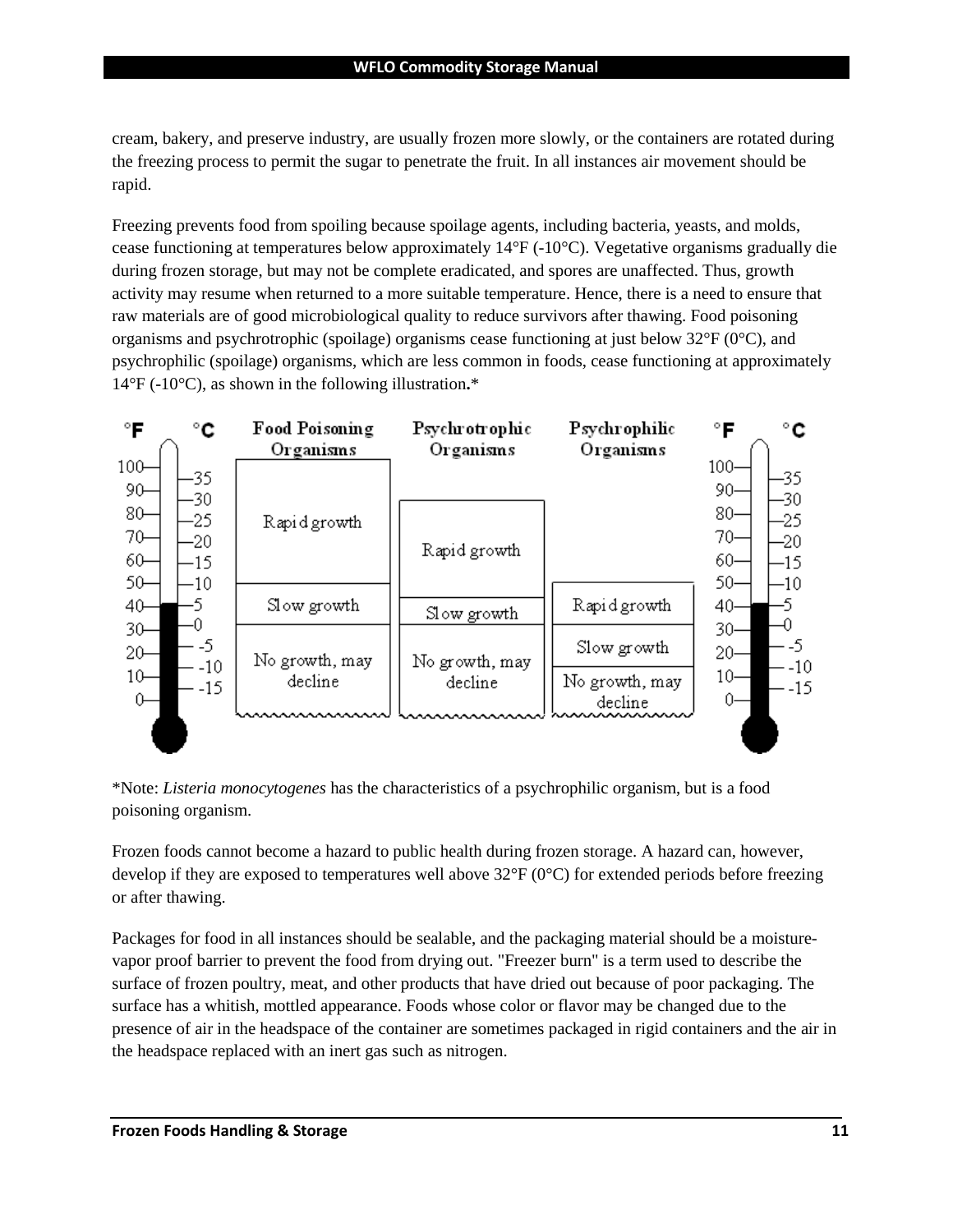cream, bakery, and preserve industry, are usually frozen more slowly, or the containers are rotated during the freezing process to permit the sugar to penetrate the fruit. In all instances air movement should be rapid.

Freezing prevents food from spoiling because spoilage agents, including bacteria, yeasts, and molds, cease functioning at temperatures below approximately 14°F (-10°C). Vegetative organisms gradually die during frozen storage, but may not be complete eradicated, and spores are unaffected. Thus, growth activity may resume when returned to a more suitable temperature. Hence, there is a need to ensure that raw materials are of good microbiological quality to reduce survivors after thawing. Food poisoning organisms and psychrotrophic (spoilage) organisms cease functioning at just below 32°F (0°C), and psychrophilic (spoilage) organisms, which are less common in foods, cease functioning at approximately 14°F (-10°C), as shown in the following illustration.*

| Organisms | Rapid growth | Slow growth | No growth, may decline |
|---|---|---|---|
| Food Poisoning Organisms | ~50–100°F (10–35°C) | ~40–50°F (5–10°C) | below ~40°F (5°C) |
| Psychrotrophic Organisms | ~45–90°F | ~40–45°F | below ~40°F (5°C) |
| Psychrophilic Organisms | ~40–50°F (5–10°C) | ~15–40°F | below ~15°F (-10°C) |

*Note: *Listeria monocytogenes* has the characteristics of a psychrophilic organism, but is a food poisoning organism.

Frozen foods cannot become a hazard to public health during frozen storage. A hazard can, however, develop if they are exposed to temperatures well above 32°F (0°C) for extended periods before freezing or after thawing.

Packages for food in all instances should be sealable, and the packaging material should be a moisture-vapor proof barrier to prevent the food from drying out. "Freezer burn" is a term used to describe the surface of frozen poultry, meat, and other products that have dried out because of poor packaging. The surface has a whitish, mottled appearance. Foods whose color or flavor may be changed due to the presence of air in the headspace of the container are sometimes packaged in rigid containers and the air in the headspace replaced with an inert gas such as nitrogen.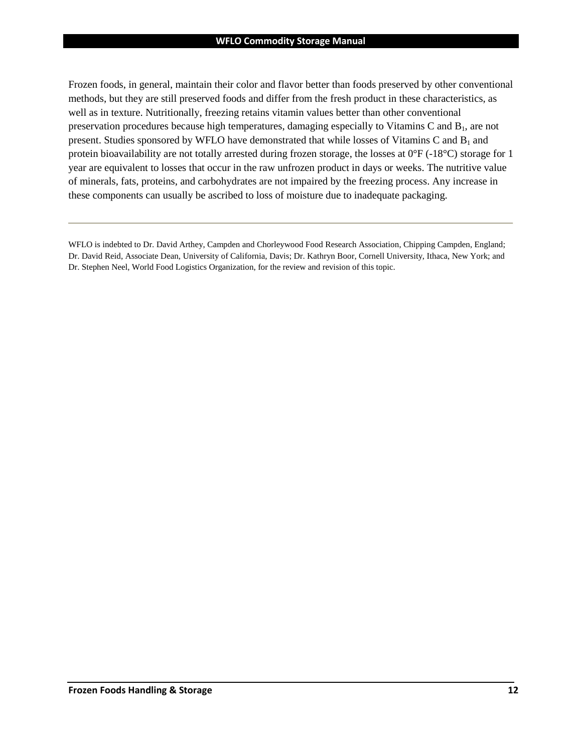Frozen foods, in general, maintain their color and flavor better than foods preserved by other conventional methods, but they are still preserved foods and differ from the fresh product in these characteristics, as well as in texture. Nutritionally, freezing retains vitamin values better than other conventional preservation procedures because high temperatures, damaging especially to Vitamins C and $B_1$, are not present. Studies sponsored by WFLO have demonstrated that while losses of Vitamins C and $B_1$ and protein bioavailability are not totally arrested during frozen storage, the losses at 0°F (-18°C) storage for 1 year are equivalent to losses that occur in the raw unfrozen product in days or weeks. The nutritive value of minerals, fats, proteins, and carbohydrates are not impaired by the freezing process. Any increase in these components can usually be ascribed to loss of moisture due to inadequate packaging.

---

WFLO is indebted to Dr. David Arthey, Campden and Chorleywood Food Research Association, Chipping Campden, England; Dr. David Reid, Associate Dean, University of California, Davis; Dr. Kathryn Boor, Cornell University, Ithaca, New York; and Dr. Stephen Neel, World Food Logistics Organization, for the review and revision of this topic.